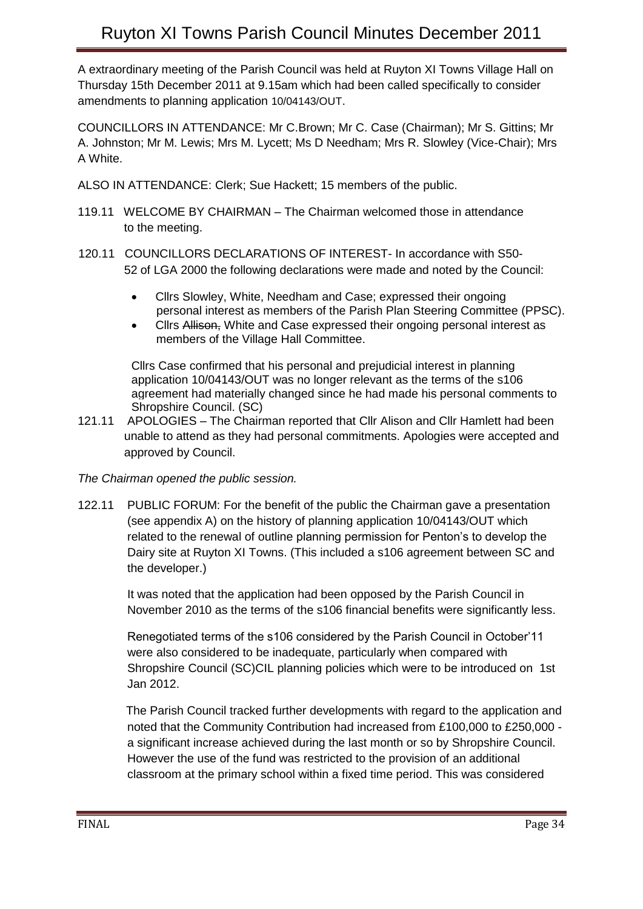# Ruyton XI Towns Parish Council Minutes December 2011

A extraordinary meeting of the Parish Council was held at Ruyton XI Towns Village Hall on Thursday 15th December 2011 at 9.15am which had been called specifically to consider amendments to planning application 10/04143/OUT.

COUNCILLORS IN ATTENDANCE: Mr C.Brown; Mr C. Case (Chairman); Mr S. Gittins; Mr A. Johnston; Mr M. Lewis; Mrs M. Lycett; Ms D Needham; Mrs R. Slowley (Vice-Chair); Mrs A White.

ALSO IN ATTENDANCE: Clerk; Sue Hackett; 15 members of the public.

119.11 WELCOME BY CHAIRMAN – The Chairman welcomed those in attendance to the meeting.

120.11 COUNCILLORS DECLARATIONS OF INTEREST- In accordance with S50-52 of LGA 2000 the following declarations were made and noted by the Council:

- Cllrs Slowley, White, Needham and Case; expressed their ongoing personal interest as members of the Parish Plan Steering Committee (PPSC).
- Cllrs ~~Allison,~~ White and Case expressed their ongoing personal interest as members of the Village Hall Committee.

Cllrs Case confirmed that his personal and prejudicial interest in planning application 10/04143/OUT was no longer relevant as the terms of the s106 agreement had materially changed since he had made his personal comments to Shropshire Council. (SC)

121.11 APOLOGIES – The Chairman reported that Cllr Alison and Cllr Hamlett had been unable to attend as they had personal commitments. Apologies were accepted and approved by Council.

*The Chairman opened the public session.*

122.11 PUBLIC FORUM: For the benefit of the public the Chairman gave a presentation (see appendix A) on the history of planning application 10/04143/OUT which related to the renewal of outline planning permission for Penton's to develop the Dairy site at Ruyton XI Towns. (This included a s106 agreement between SC and the developer.)

It was noted that the application had been opposed by the Parish Council in November 2010 as the terms of the s106 financial benefits were significantly less.

Renegotiated terms of the s106 considered by the Parish Council in October'11 were also considered to be inadequate, particularly when compared with Shropshire Council (SC)CIL planning policies which were to be introduced on 1st Jan 2012.

The Parish Council tracked further developments with regard to the application and noted that the Community Contribution had increased from £100,000 to £250,000 - a significant increase achieved during the last month or so by Shropshire Council. However the use of the fund was restricted to the provision of an additional classroom at the primary school within a fixed time period. This was considered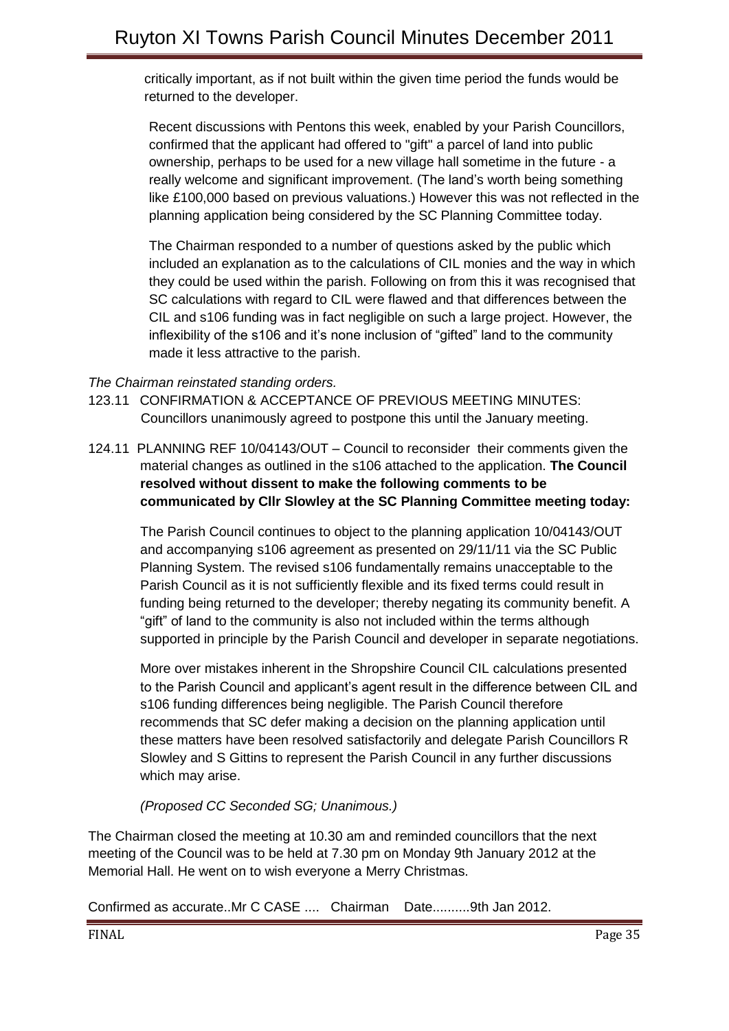critically important, as if not built within the given time period the funds would be returned to the developer.

Recent discussions with Pentons this week, enabled by your Parish Councillors, confirmed that the applicant had offered to "gift" a parcel of land into public ownership, perhaps to be used for a new village hall sometime in the future - a really welcome and significant improvement. (The land's worth being something like £100,000 based on previous valuations.) However this was not reflected in the planning application being considered by the SC Planning Committee today.

The Chairman responded to a number of questions asked by the public which included an explanation as to the calculations of CIL monies and the way in which they could be used within the parish. Following on from this it was recognised that SC calculations with regard to CIL were flawed and that differences between the CIL and s106 funding was in fact negligible on such a large project. However, the inflexibility of the s106 and it's none inclusion of "gifted" land to the community made it less attractive to the parish.

*The Chairman reinstated standing orders.*

123.11 CONFIRMATION & ACCEPTANCE OF PREVIOUS MEETING MINUTES: Councillors unanimously agreed to postpone this until the January meeting.

124.11 PLANNING REF 10/04143/OUT – Council to reconsider their comments given the material changes as outlined in the s106 attached to the application. **The Council resolved without dissent to make the following comments to be communicated by Cllr Slowley at the SC Planning Committee meeting today:**

The Parish Council continues to object to the planning application 10/04143/OUT and accompanying s106 agreement as presented on 29/11/11 via the SC Public Planning System. The revised s106 fundamentally remains unacceptable to the Parish Council as it is not sufficiently flexible and its fixed terms could result in funding being returned to the developer; thereby negating its community benefit. A "gift" of land to the community is also not included within the terms although supported in principle by the Parish Council and developer in separate negotiations.

More over mistakes inherent in the Shropshire Council CIL calculations presented to the Parish Council and applicant's agent result in the difference between CIL and s106 funding differences being negligible. The Parish Council therefore recommends that SC defer making a decision on the planning application until these matters have been resolved satisfactorily and delegate Parish Councillors R Slowley and S Gittins to represent the Parish Council in any further discussions which may arise.

*(Proposed CC Seconded SG; Unanimous.)*

The Chairman closed the meeting at 10.30 am and reminded councillors that the next meeting of the Council was to be held at 7.30 pm on Monday 9th January 2012 at the Memorial Hall. He went on to wish everyone a Merry Christmas.

Confirmed as accurate..Mr C CASE .... Chairman Date..........9th Jan 2012.